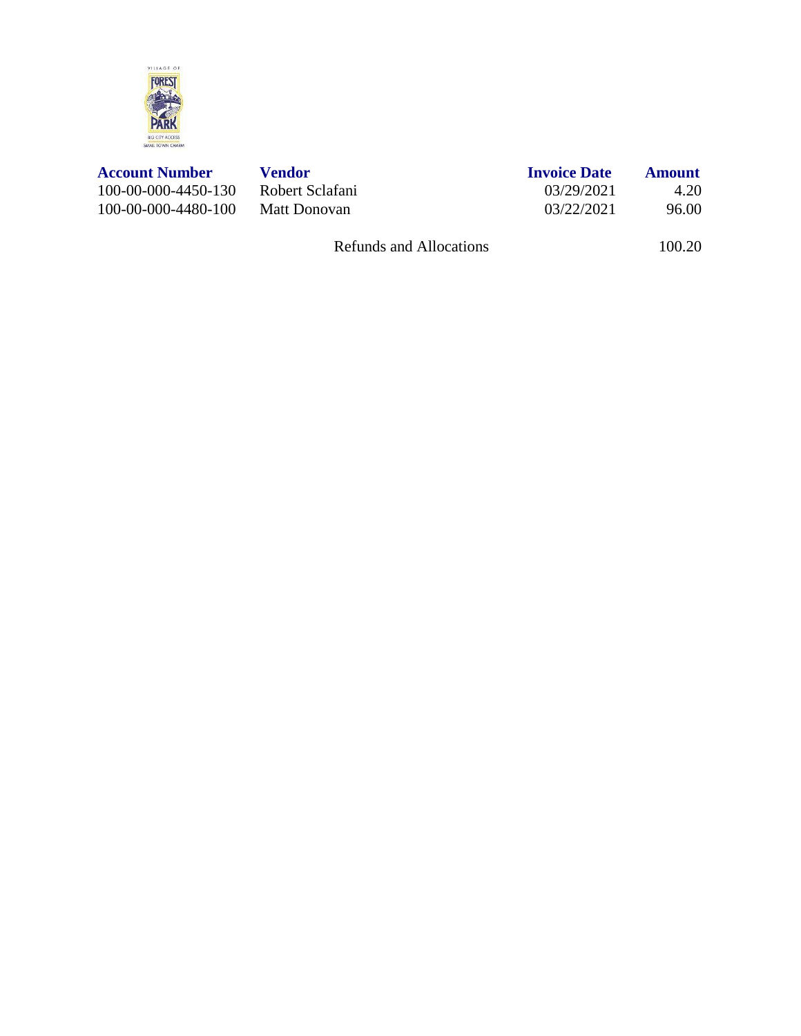| Account Number | Vendor | Invoice Date | Amount |
|---|---|---|---|
| 100-00-000-4450-130 | Robert Sclafani | 03/29/2021 | 4.20 |
| 100-00-000-4480-100 | Matt Donovan | 03/22/2021 | 96.00 |
| | Refunds and Allocations | | 100.20 |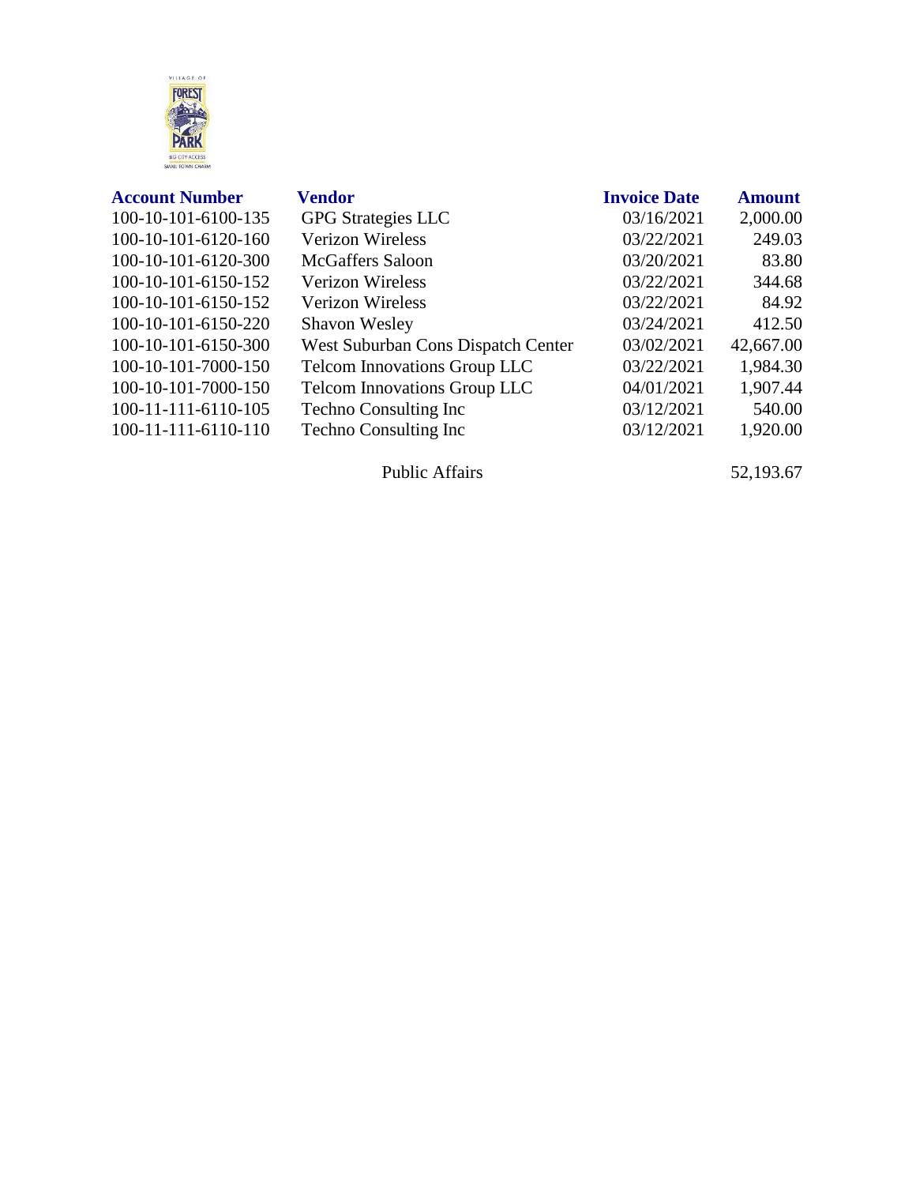| Account Number | Vendor | Invoice Date | Amount |
|---|---|---|---|
| 100-10-101-6100-135 | GPG Strategies LLC | 03/16/2021 | 2,000.00 |
| 100-10-101-6120-160 | Verizon Wireless | 03/22/2021 | 249.03 |
| 100-10-101-6120-300 | McGaffers Saloon | 03/20/2021 | 83.80 |
| 100-10-101-6150-152 | Verizon Wireless | 03/22/2021 | 344.68 |
| 100-10-101-6150-152 | Verizon Wireless | 03/22/2021 | 84.92 |
| 100-10-101-6150-220 | Shavon Wesley | 03/24/2021 | 412.50 |
| 100-10-101-6150-300 | West Suburban Cons Dispatch Center | 03/02/2021 | 42,667.00 |
| 100-10-101-7000-150 | Telcom Innovations Group LLC | 03/22/2021 | 1,984.30 |
| 100-10-101-7000-150 | Telcom Innovations Group LLC | 04/01/2021 | 1,907.44 |
| 100-11-111-6110-105 | Techno Consulting Inc | 03/12/2021 | 540.00 |
| 100-11-111-6110-110 | Techno Consulting Inc | 03/12/2021 | 1,920.00 |
| | Public Affairs | | 52,193.67 |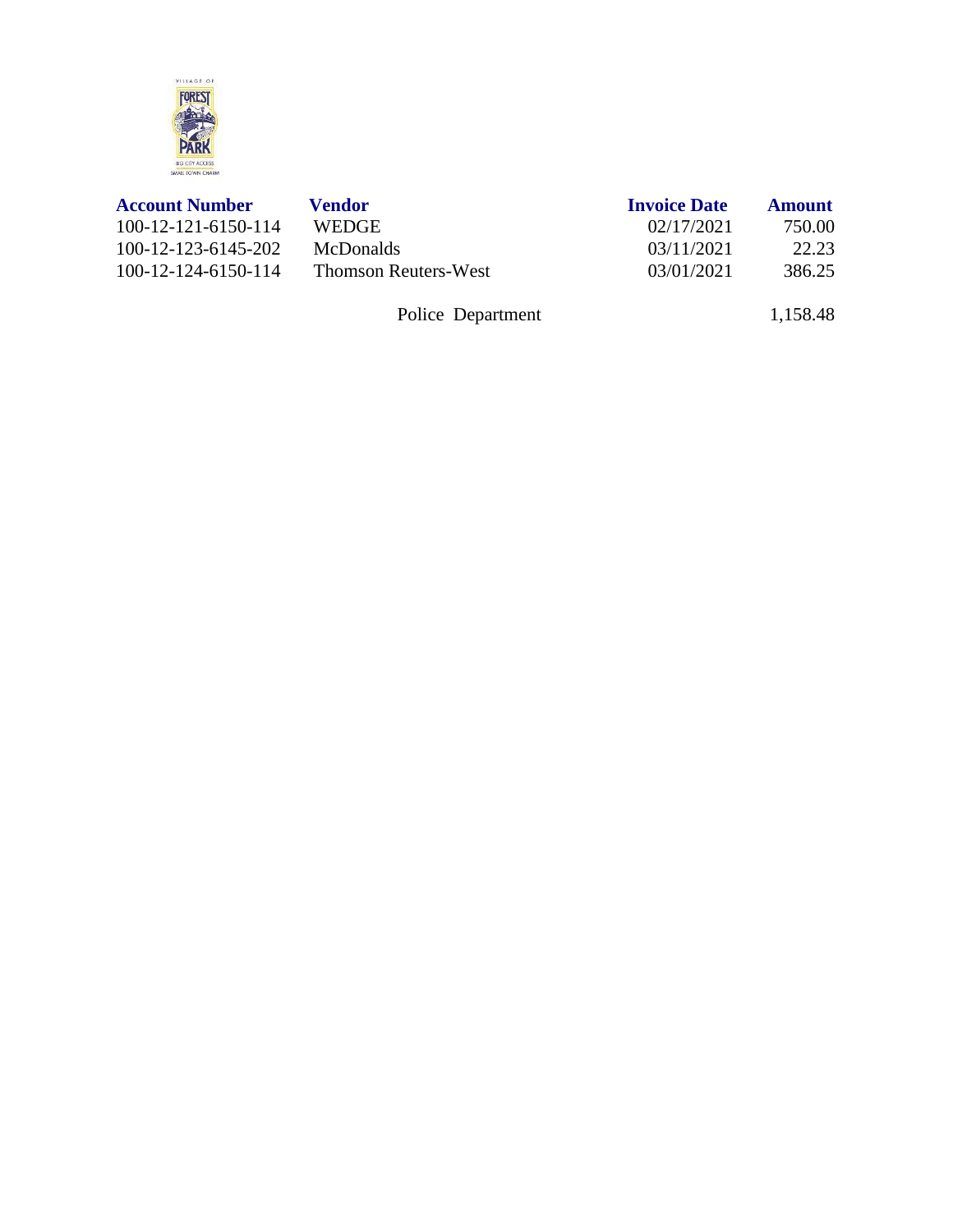| Account Number | Vendor | Invoice Date | Amount |
|---|---|---|---|
| 100-12-121-6150-114 | WEDGE | 02/17/2021 | 750.00 |
| 100-12-123-6145-202 | McDonalds | 03/11/2021 | 22.23 |
| 100-12-124-6150-114 | Thomson Reuters-West | 03/01/2021 | 386.25 |
| | Police Department | | 1,158.48 |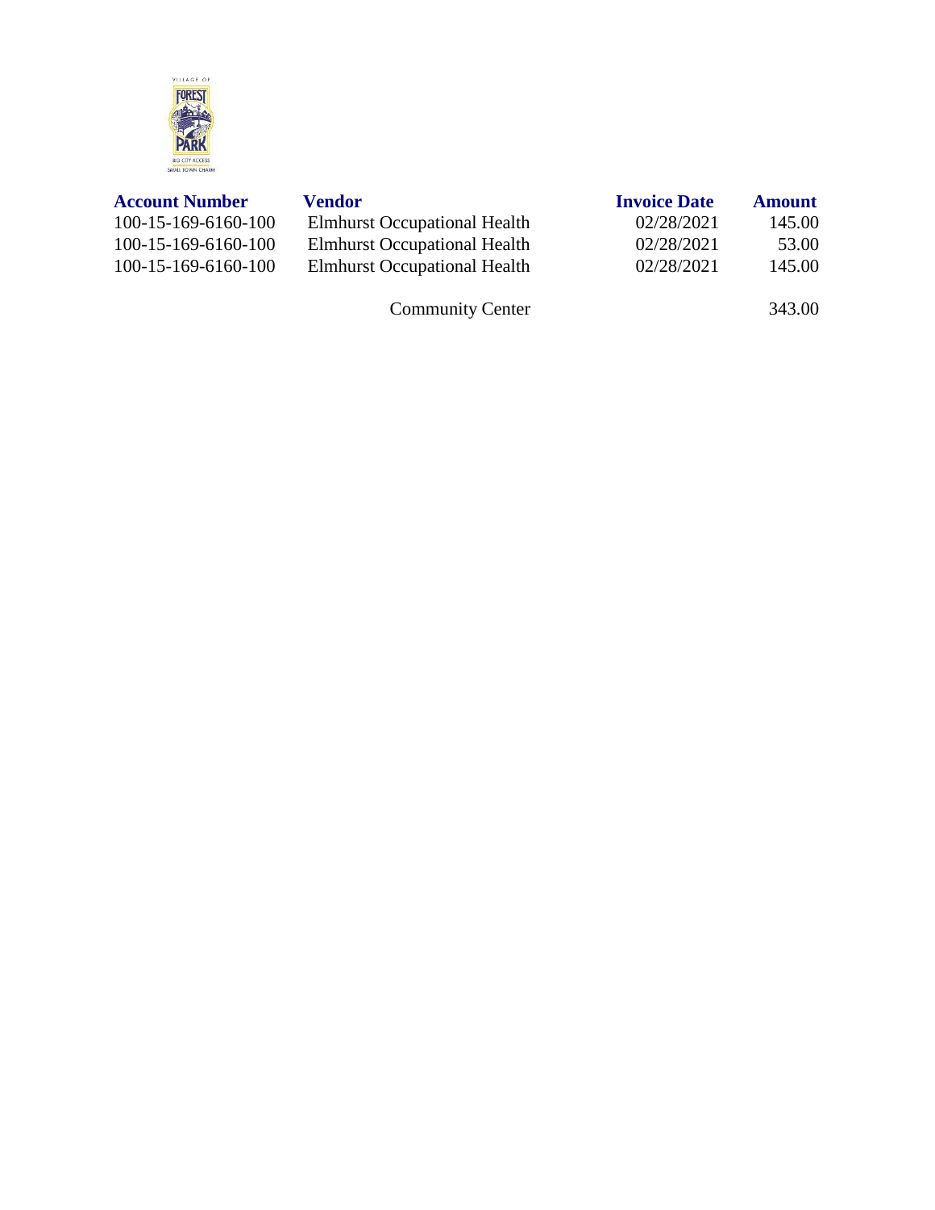| Account Number | Vendor | Invoice Date | Amount |
| --- | --- | --- | --- |
| 100-15-169-6160-100 | Elmhurst Occupational Health | 02/28/2021 | 145.00 |
| 100-15-169-6160-100 | Elmhurst Occupational Health | 02/28/2021 | 53.00 |
| 100-15-169-6160-100 | Elmhurst Occupational Health | 02/28/2021 | 145.00 |
| | Community Center | | 343.00 |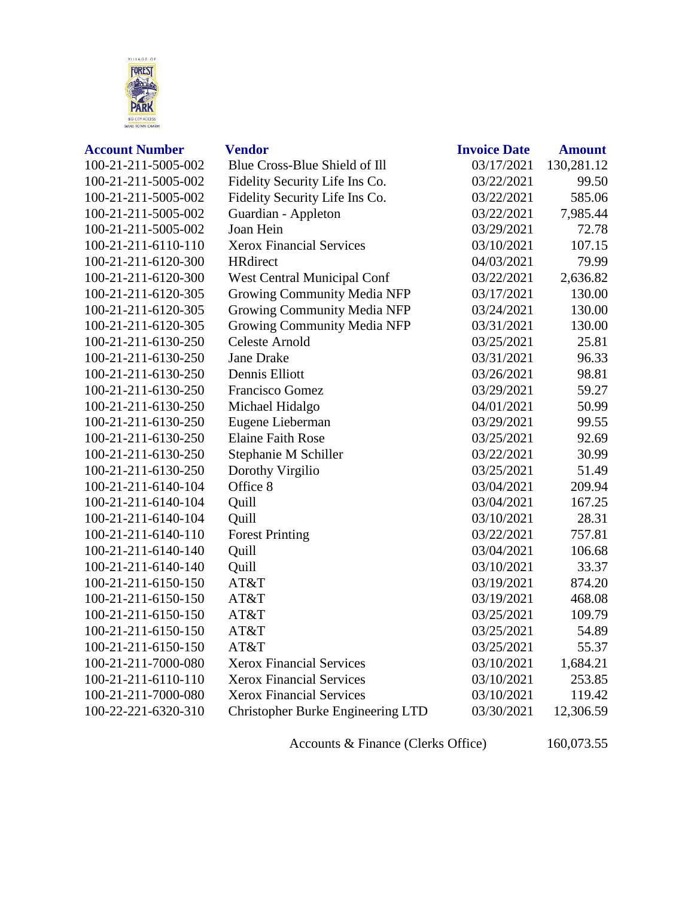| Account Number | Vendor | Invoice Date | Amount |
|---|---|---|---|
| 100-21-211-5005-002 | Blue Cross-Blue Shield of Ill | 03/17/2021 | 130,281.12 |
| 100-21-211-5005-002 | Fidelity Security Life Ins Co. | 03/22/2021 | 99.50 |
| 100-21-211-5005-002 | Fidelity Security Life Ins Co. | 03/22/2021 | 585.06 |
| 100-21-211-5005-002 | Guardian - Appleton | 03/22/2021 | 7,985.44 |
| 100-21-211-5005-002 | Joan Hein | 03/29/2021 | 72.78 |
| 100-21-211-6110-110 | Xerox Financial Services | 03/10/2021 | 107.15 |
| 100-21-211-6120-300 | HRdirect | 04/03/2021 | 79.99 |
| 100-21-211-6120-300 | West Central Municipal Conf | 03/22/2021 | 2,636.82 |
| 100-21-211-6120-305 | Growing Community Media NFP | 03/17/2021 | 130.00 |
| 100-21-211-6120-305 | Growing Community Media NFP | 03/24/2021 | 130.00 |
| 100-21-211-6120-305 | Growing Community Media NFP | 03/31/2021 | 130.00 |
| 100-21-211-6130-250 | Celeste Arnold | 03/25/2021 | 25.81 |
| 100-21-211-6130-250 | Jane Drake | 03/31/2021 | 96.33 |
| 100-21-211-6130-250 | Dennis Elliott | 03/26/2021 | 98.81 |
| 100-21-211-6130-250 | Francisco Gomez | 03/29/2021 | 59.27 |
| 100-21-211-6130-250 | Michael Hidalgo | 04/01/2021 | 50.99 |
| 100-21-211-6130-250 | Eugene Lieberman | 03/29/2021 | 99.55 |
| 100-21-211-6130-250 | Elaine Faith Rose | 03/25/2021 | 92.69 |
| 100-21-211-6130-250 | Stephanie M Schiller | 03/22/2021 | 30.99 |
| 100-21-211-6130-250 | Dorothy Virgilio | 03/25/2021 | 51.49 |
| 100-21-211-6140-104 | Office 8 | 03/04/2021 | 209.94 |
| 100-21-211-6140-104 | Quill | 03/04/2021 | 167.25 |
| 100-21-211-6140-104 | Quill | 03/10/2021 | 28.31 |
| 100-21-211-6140-110 | Forest Printing | 03/22/2021 | 757.81 |
| 100-21-211-6140-140 | Quill | 03/04/2021 | 106.68 |
| 100-21-211-6140-140 | Quill | 03/10/2021 | 33.37 |
| 100-21-211-6150-150 | AT&T | 03/19/2021 | 874.20 |
| 100-21-211-6150-150 | AT&T | 03/19/2021 | 468.08 |
| 100-21-211-6150-150 | AT&T | 03/25/2021 | 109.79 |
| 100-21-211-6150-150 | AT&T | 03/25/2021 | 54.89 |
| 100-21-211-6150-150 | AT&T | 03/25/2021 | 55.37 |
| 100-21-211-7000-080 | Xerox Financial Services | 03/10/2021 | 1,684.21 |
| 100-21-211-6110-110 | Xerox Financial Services | 03/10/2021 | 253.85 |
| 100-21-211-7000-080 | Xerox Financial Services | 03/10/2021 | 119.42 |
| 100-22-221-6320-310 | Christopher Burke Engineering LTD | 03/30/2021 | 12,306.59 |
| | Accounts & Finance (Clerks Office) | | 160,073.55 |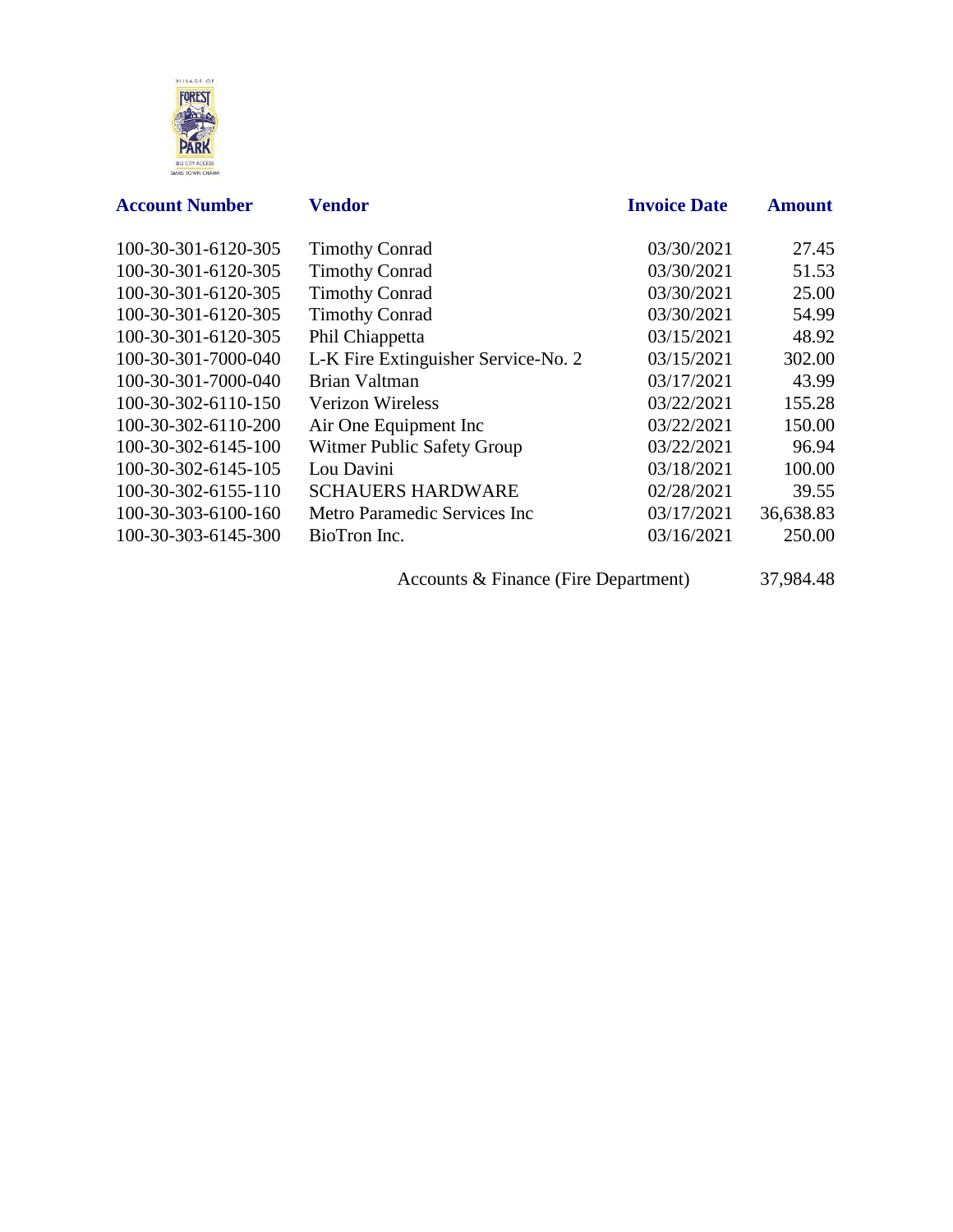| Account Number | Vendor | Invoice Date | Amount |
|---|---|---|---|
| 100-30-301-6120-305 | Timothy Conrad | 03/30/2021 | 27.45 |
| 100-30-301-6120-305 | Timothy Conrad | 03/30/2021 | 51.53 |
| 100-30-301-6120-305 | Timothy Conrad | 03/30/2021 | 25.00 |
| 100-30-301-6120-305 | Timothy Conrad | 03/30/2021 | 54.99 |
| 100-30-301-6120-305 | Phil Chiappetta | 03/15/2021 | 48.92 |
| 100-30-301-7000-040 | L-K Fire Extinguisher Service-No. 2 | 03/15/2021 | 302.00 |
| 100-30-301-7000-040 | Brian Valtman | 03/17/2021 | 43.99 |
| 100-30-302-6110-150 | Verizon Wireless | 03/22/2021 | 155.28 |
| 100-30-302-6110-200 | Air One Equipment Inc | 03/22/2021 | 150.00 |
| 100-30-302-6145-100 | Witmer Public Safety Group | 03/22/2021 | 96.94 |
| 100-30-302-6145-105 | Lou Davini | 03/18/2021 | 100.00 |
| 100-30-302-6155-110 | SCHAUERS HARDWARE | 02/28/2021 | 39.55 |
| 100-30-303-6100-160 | Metro Paramedic Services Inc | 03/17/2021 | 36,638.83 |
| 100-30-303-6145-300 | BioTron Inc. | 03/16/2021 | 250.00 |
| | Accounts & Finance (Fire Department) | | 37,984.48 |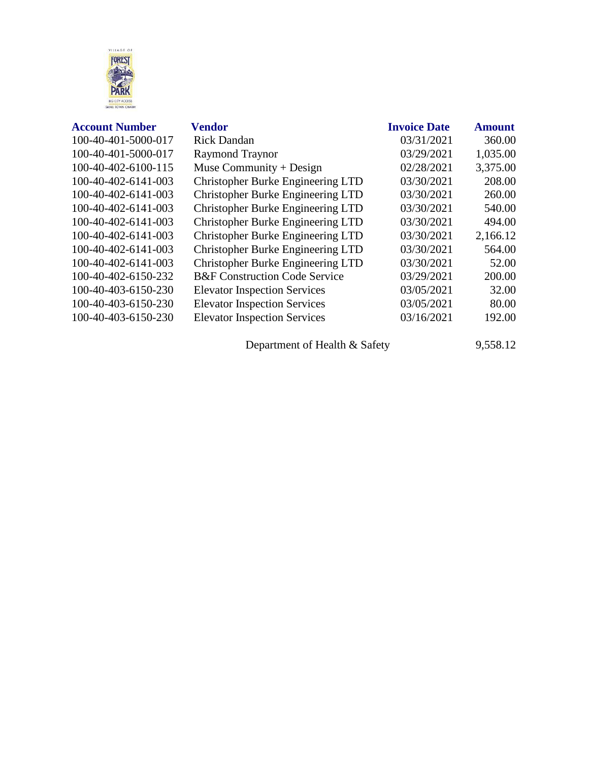| Account Number | Vendor | Invoice Date | Amount |
|---|---|---|---|
| 100-40-401-5000-017 | Rick Dandan | 03/31/2021 | 360.00 |
| 100-40-401-5000-017 | Raymond Traynor | 03/29/2021 | 1,035.00 |
| 100-40-402-6100-115 | Muse Community + Design | 02/28/2021 | 3,375.00 |
| 100-40-402-6141-003 | Christopher Burke Engineering LTD | 03/30/2021 | 208.00 |
| 100-40-402-6141-003 | Christopher Burke Engineering LTD | 03/30/2021 | 260.00 |
| 100-40-402-6141-003 | Christopher Burke Engineering LTD | 03/30/2021 | 540.00 |
| 100-40-402-6141-003 | Christopher Burke Engineering LTD | 03/30/2021 | 494.00 |
| 100-40-402-6141-003 | Christopher Burke Engineering LTD | 03/30/2021 | 2,166.12 |
| 100-40-402-6141-003 | Christopher Burke Engineering LTD | 03/30/2021 | 564.00 |
| 100-40-402-6141-003 | Christopher Burke Engineering LTD | 03/30/2021 | 52.00 |
| 100-40-402-6150-232 | B&F Construction Code Service | 03/29/2021 | 200.00 |
| 100-40-403-6150-230 | Elevator Inspection Services | 03/05/2021 | 32.00 |
| 100-40-403-6150-230 | Elevator Inspection Services | 03/05/2021 | 80.00 |
| 100-40-403-6150-230 | Elevator Inspection Services | 03/16/2021 | 192.00 |
| | Department of Health & Safety | | 9,558.12 |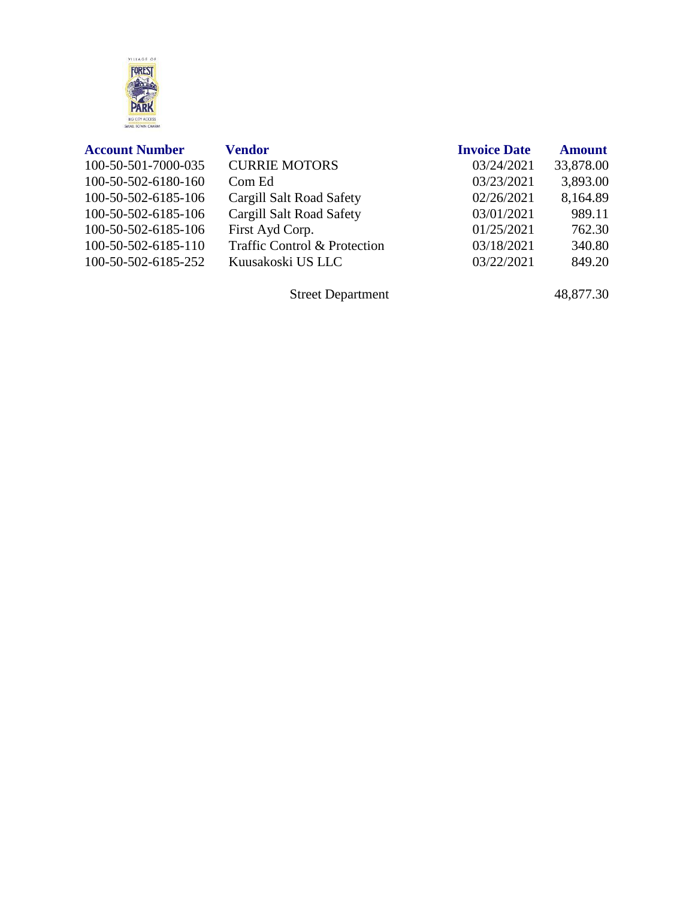| Account Number | Vendor | Invoice Date | Amount |
| --- | --- | --- | --- |
| 100-50-501-7000-035 | CURRIE MOTORS | 03/24/2021 | 33,878.00 |
| 100-50-502-6180-160 | Com Ed | 03/23/2021 | 3,893.00 |
| 100-50-502-6185-106 | Cargill Salt Road Safety | 02/26/2021 | 8,164.89 |
| 100-50-502-6185-106 | Cargill Salt Road Safety | 03/01/2021 | 989.11 |
| 100-50-502-6185-106 | First Ayd Corp. | 01/25/2021 | 762.30 |
| 100-50-502-6185-110 | Traffic Control & Protection | 03/18/2021 | 340.80 |
| 100-50-502-6185-252 | Kuusakoski US LLC | 03/22/2021 | 849.20 |
| | Street Department | | 48,877.30 |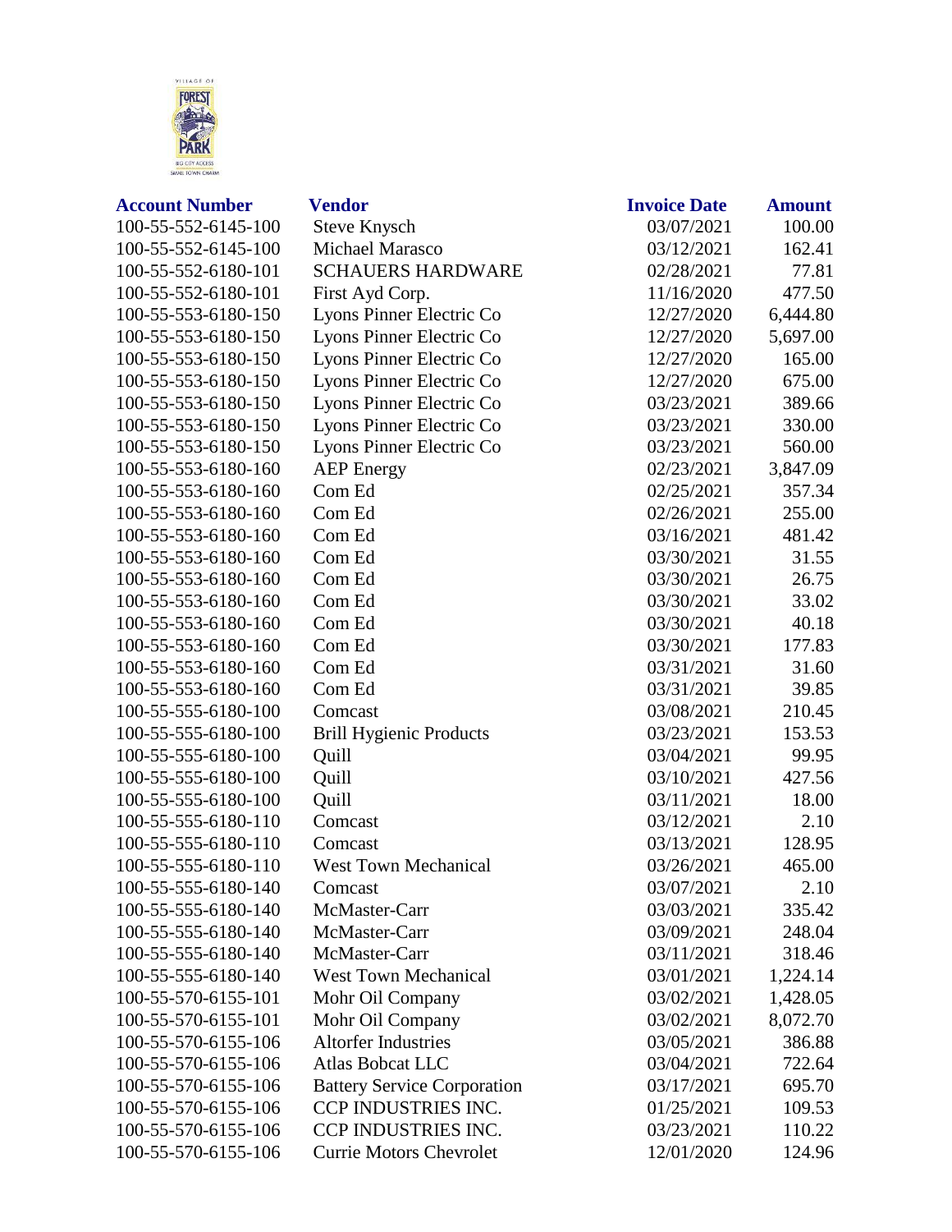| Account Number | Vendor | Invoice Date | Amount |
| --- | --- | --- | --- |
| 100-55-552-6145-100 | Steve Knysch | 03/07/2021 | 100.00 |
| 100-55-552-6145-100 | Michael Marasco | 03/12/2021 | 162.41 |
| 100-55-552-6180-101 | SCHAUERS HARDWARE | 02/28/2021 | 77.81 |
| 100-55-552-6180-101 | First Ayd Corp. | 11/16/2020 | 477.50 |
| 100-55-553-6180-150 | Lyons Pinner Electric Co | 12/27/2020 | 6,444.80 |
| 100-55-553-6180-150 | Lyons Pinner Electric Co | 12/27/2020 | 5,697.00 |
| 100-55-553-6180-150 | Lyons Pinner Electric Co | 12/27/2020 | 165.00 |
| 100-55-553-6180-150 | Lyons Pinner Electric Co | 12/27/2020 | 675.00 |
| 100-55-553-6180-150 | Lyons Pinner Electric Co | 03/23/2021 | 389.66 |
| 100-55-553-6180-150 | Lyons Pinner Electric Co | 03/23/2021 | 330.00 |
| 100-55-553-6180-150 | Lyons Pinner Electric Co | 03/23/2021 | 560.00 |
| 100-55-553-6180-160 | AEP Energy | 02/23/2021 | 3,847.09 |
| 100-55-553-6180-160 | Com Ed | 02/25/2021 | 357.34 |
| 100-55-553-6180-160 | Com Ed | 02/26/2021 | 255.00 |
| 100-55-553-6180-160 | Com Ed | 03/16/2021 | 481.42 |
| 100-55-553-6180-160 | Com Ed | 03/30/2021 | 31.55 |
| 100-55-553-6180-160 | Com Ed | 03/30/2021 | 26.75 |
| 100-55-553-6180-160 | Com Ed | 03/30/2021 | 33.02 |
| 100-55-553-6180-160 | Com Ed | 03/30/2021 | 40.18 |
| 100-55-553-6180-160 | Com Ed | 03/30/2021 | 177.83 |
| 100-55-553-6180-160 | Com Ed | 03/31/2021 | 31.60 |
| 100-55-553-6180-160 | Com Ed | 03/31/2021 | 39.85 |
| 100-55-555-6180-100 | Comcast | 03/08/2021 | 210.45 |
| 100-55-555-6180-100 | Brill Hygienic Products | 03/23/2021 | 153.53 |
| 100-55-555-6180-100 | Quill | 03/04/2021 | 99.95 |
| 100-55-555-6180-100 | Quill | 03/10/2021 | 427.56 |
| 100-55-555-6180-100 | Quill | 03/11/2021 | 18.00 |
| 100-55-555-6180-110 | Comcast | 03/12/2021 | 2.10 |
| 100-55-555-6180-110 | Comcast | 03/13/2021 | 128.95 |
| 100-55-555-6180-110 | West Town Mechanical | 03/26/2021 | 465.00 |
| 100-55-555-6180-140 | Comcast | 03/07/2021 | 2.10 |
| 100-55-555-6180-140 | McMaster-Carr | 03/03/2021 | 335.42 |
| 100-55-555-6180-140 | McMaster-Carr | 03/09/2021 | 248.04 |
| 100-55-555-6180-140 | McMaster-Carr | 03/11/2021 | 318.46 |
| 100-55-555-6180-140 | West Town Mechanical | 03/01/2021 | 1,224.14 |
| 100-55-570-6155-101 | Mohr Oil Company | 03/02/2021 | 1,428.05 |
| 100-55-570-6155-101 | Mohr Oil Company | 03/02/2021 | 8,072.70 |
| 100-55-570-6155-106 | Altorfer Industries | 03/05/2021 | 386.88 |
| 100-55-570-6155-106 | Atlas Bobcat LLC | 03/04/2021 | 722.64 |
| 100-55-570-6155-106 | Battery Service Corporation | 03/17/2021 | 695.70 |
| 100-55-570-6155-106 | CCP INDUSTRIES INC. | 01/25/2021 | 109.53 |
| 100-55-570-6155-106 | CCP INDUSTRIES INC. | 03/23/2021 | 110.22 |
| 100-55-570-6155-106 | Currie Motors Chevrolet | 12/01/2020 | 124.96 |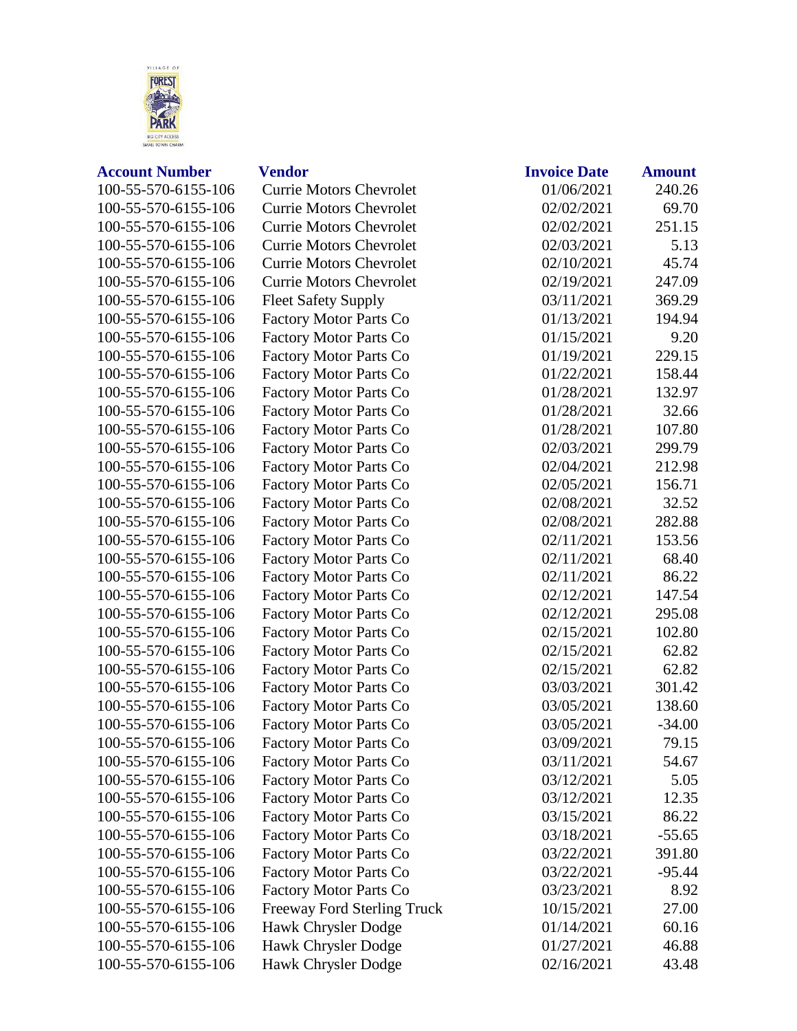| Account Number | Vendor | Invoice Date | Amount |
|---|---|---|---|
| 100-55-570-6155-106 | Currie Motors Chevrolet | 01/06/2021 | 240.26 |
| 100-55-570-6155-106 | Currie Motors Chevrolet | 02/02/2021 | 69.70 |
| 100-55-570-6155-106 | Currie Motors Chevrolet | 02/02/2021 | 251.15 |
| 100-55-570-6155-106 | Currie Motors Chevrolet | 02/03/2021 | 5.13 |
| 100-55-570-6155-106 | Currie Motors Chevrolet | 02/10/2021 | 45.74 |
| 100-55-570-6155-106 | Currie Motors Chevrolet | 02/19/2021 | 247.09 |
| 100-55-570-6155-106 | Fleet Safety Supply | 03/11/2021 | 369.29 |
| 100-55-570-6155-106 | Factory Motor Parts Co | 01/13/2021 | 194.94 |
| 100-55-570-6155-106 | Factory Motor Parts Co | 01/15/2021 | 9.20 |
| 100-55-570-6155-106 | Factory Motor Parts Co | 01/19/2021 | 229.15 |
| 100-55-570-6155-106 | Factory Motor Parts Co | 01/22/2021 | 158.44 |
| 100-55-570-6155-106 | Factory Motor Parts Co | 01/28/2021 | 132.97 |
| 100-55-570-6155-106 | Factory Motor Parts Co | 01/28/2021 | 32.66 |
| 100-55-570-6155-106 | Factory Motor Parts Co | 01/28/2021 | 107.80 |
| 100-55-570-6155-106 | Factory Motor Parts Co | 02/03/2021 | 299.79 |
| 100-55-570-6155-106 | Factory Motor Parts Co | 02/04/2021 | 212.98 |
| 100-55-570-6155-106 | Factory Motor Parts Co | 02/05/2021 | 156.71 |
| 100-55-570-6155-106 | Factory Motor Parts Co | 02/08/2021 | 32.52 |
| 100-55-570-6155-106 | Factory Motor Parts Co | 02/08/2021 | 282.88 |
| 100-55-570-6155-106 | Factory Motor Parts Co | 02/11/2021 | 153.56 |
| 100-55-570-6155-106 | Factory Motor Parts Co | 02/11/2021 | 68.40 |
| 100-55-570-6155-106 | Factory Motor Parts Co | 02/11/2021 | 86.22 |
| 100-55-570-6155-106 | Factory Motor Parts Co | 02/12/2021 | 147.54 |
| 100-55-570-6155-106 | Factory Motor Parts Co | 02/12/2021 | 295.08 |
| 100-55-570-6155-106 | Factory Motor Parts Co | 02/15/2021 | 102.80 |
| 100-55-570-6155-106 | Factory Motor Parts Co | 02/15/2021 | 62.82 |
| 100-55-570-6155-106 | Factory Motor Parts Co | 02/15/2021 | 62.82 |
| 100-55-570-6155-106 | Factory Motor Parts Co | 03/03/2021 | 301.42 |
| 100-55-570-6155-106 | Factory Motor Parts Co | 03/05/2021 | 138.60 |
| 100-55-570-6155-106 | Factory Motor Parts Co | 03/05/2021 | -34.00 |
| 100-55-570-6155-106 | Factory Motor Parts Co | 03/09/2021 | 79.15 |
| 100-55-570-6155-106 | Factory Motor Parts Co | 03/11/2021 | 54.67 |
| 100-55-570-6155-106 | Factory Motor Parts Co | 03/12/2021 | 5.05 |
| 100-55-570-6155-106 | Factory Motor Parts Co | 03/12/2021 | 12.35 |
| 100-55-570-6155-106 | Factory Motor Parts Co | 03/15/2021 | 86.22 |
| 100-55-570-6155-106 | Factory Motor Parts Co | 03/18/2021 | -55.65 |
| 100-55-570-6155-106 | Factory Motor Parts Co | 03/22/2021 | 391.80 |
| 100-55-570-6155-106 | Factory Motor Parts Co | 03/22/2021 | -95.44 |
| 100-55-570-6155-106 | Factory Motor Parts Co | 03/23/2021 | 8.92 |
| 100-55-570-6155-106 | Freeway Ford Sterling Truck | 10/15/2021 | 27.00 |
| 100-55-570-6155-106 | Hawk Chrysler Dodge | 01/14/2021 | 60.16 |
| 100-55-570-6155-106 | Hawk Chrysler Dodge | 01/27/2021 | 46.88 |
| 100-55-570-6155-106 | Hawk Chrysler Dodge | 02/16/2021 | 43.48 |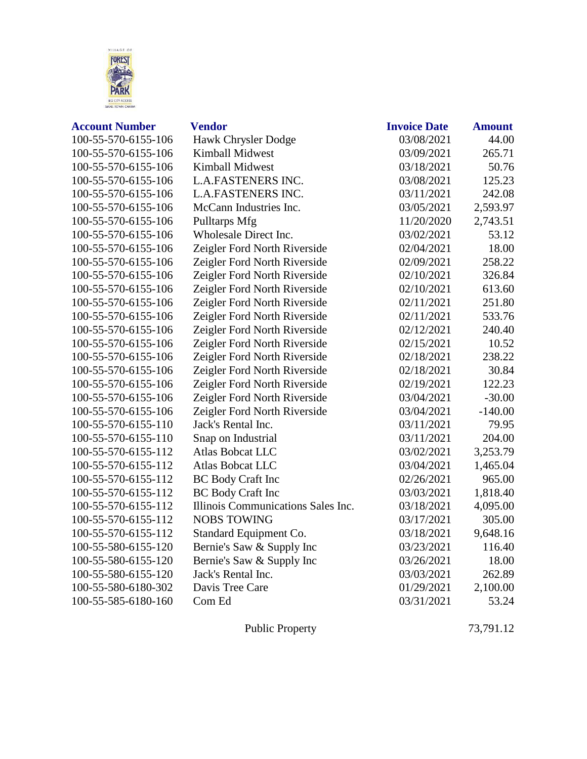| Account Number | Vendor | Invoice Date | Amount |
|---|---|---|---|
| 100-55-570-6155-106 | Hawk Chrysler Dodge | 03/08/2021 | 44.00 |
| 100-55-570-6155-106 | Kimball Midwest | 03/09/2021 | 265.71 |
| 100-55-570-6155-106 | Kimball Midwest | 03/18/2021 | 50.76 |
| 100-55-570-6155-106 | L.A.FASTENERS INC. | 03/08/2021 | 125.23 |
| 100-55-570-6155-106 | L.A.FASTENERS INC. | 03/11/2021 | 242.08 |
| 100-55-570-6155-106 | McCann Industries Inc. | 03/05/2021 | 2,593.97 |
| 100-55-570-6155-106 | Pulltarps Mfg | 11/20/2020 | 2,743.51 |
| 100-55-570-6155-106 | Wholesale Direct Inc. | 03/02/2021 | 53.12 |
| 100-55-570-6155-106 | Zeigler Ford North Riverside | 02/04/2021 | 18.00 |
| 100-55-570-6155-106 | Zeigler Ford North Riverside | 02/09/2021 | 258.22 |
| 100-55-570-6155-106 | Zeigler Ford North Riverside | 02/10/2021 | 326.84 |
| 100-55-570-6155-106 | Zeigler Ford North Riverside | 02/10/2021 | 613.60 |
| 100-55-570-6155-106 | Zeigler Ford North Riverside | 02/11/2021 | 251.80 |
| 100-55-570-6155-106 | Zeigler Ford North Riverside | 02/11/2021 | 533.76 |
| 100-55-570-6155-106 | Zeigler Ford North Riverside | 02/12/2021 | 240.40 |
| 100-55-570-6155-106 | Zeigler Ford North Riverside | 02/15/2021 | 10.52 |
| 100-55-570-6155-106 | Zeigler Ford North Riverside | 02/18/2021 | 238.22 |
| 100-55-570-6155-106 | Zeigler Ford North Riverside | 02/18/2021 | 30.84 |
| 100-55-570-6155-106 | Zeigler Ford North Riverside | 02/19/2021 | 122.23 |
| 100-55-570-6155-106 | Zeigler Ford North Riverside | 03/04/2021 | -30.00 |
| 100-55-570-6155-106 | Zeigler Ford North Riverside | 03/04/2021 | -140.00 |
| 100-55-570-6155-110 | Jack's Rental Inc. | 03/11/2021 | 79.95 |
| 100-55-570-6155-110 | Snap on Industrial | 03/11/2021 | 204.00 |
| 100-55-570-6155-112 | Atlas Bobcat LLC | 03/02/2021 | 3,253.79 |
| 100-55-570-6155-112 | Atlas Bobcat LLC | 03/04/2021 | 1,465.04 |
| 100-55-570-6155-112 | BC Body Craft Inc | 02/26/2021 | 965.00 |
| 100-55-570-6155-112 | BC Body Craft Inc | 03/03/2021 | 1,818.40 |
| 100-55-570-6155-112 | Illinois Communications Sales Inc. | 03/18/2021 | 4,095.00 |
| 100-55-570-6155-112 | NOBS TOWING | 03/17/2021 | 305.00 |
| 100-55-570-6155-112 | Standard Equipment Co. | 03/18/2021 | 9,648.16 |
| 100-55-580-6155-120 | Bernie's Saw & Supply Inc | 03/23/2021 | 116.40 |
| 100-55-580-6155-120 | Bernie's Saw & Supply Inc | 03/26/2021 | 18.00 |
| 100-55-580-6155-120 | Jack's Rental Inc. | 03/03/2021 | 262.89 |
| 100-55-580-6180-302 | Davis Tree Care | 01/29/2021 | 2,100.00 |
| 100-55-585-6180-160 | Com Ed | 03/31/2021 | 53.24 |
| | Public Property | | 73,791.12 |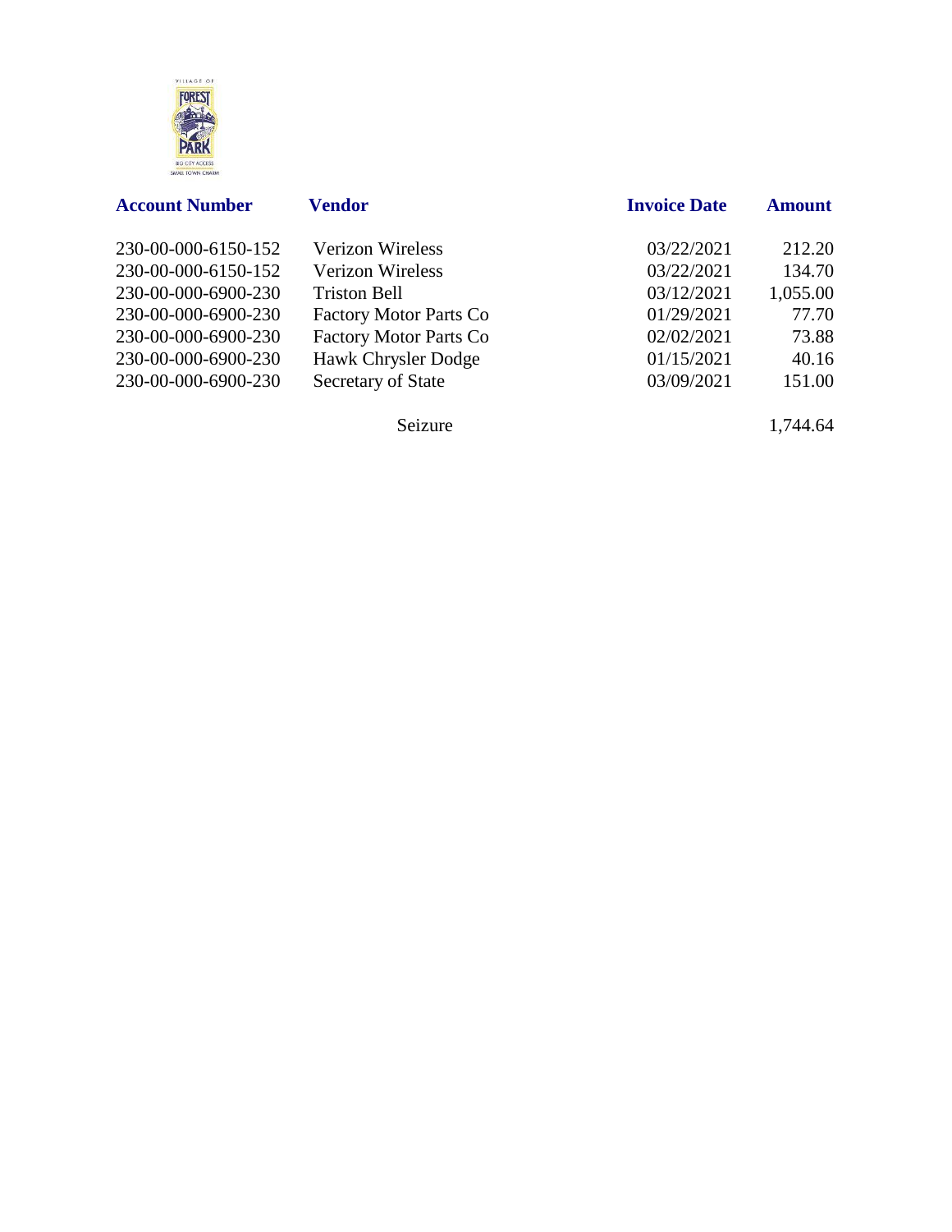| Account Number | Vendor | Invoice Date | Amount |
|---|---|---|---|
| 230-00-000-6150-152 | Verizon Wireless | 03/22/2021 | 212.20 |
| 230-00-000-6150-152 | Verizon Wireless | 03/22/2021 | 134.70 |
| 230-00-000-6900-230 | Triston Bell | 03/12/2021 | 1,055.00 |
| 230-00-000-6900-230 | Factory Motor Parts Co | 01/29/2021 | 77.70 |
| 230-00-000-6900-230 | Factory Motor Parts Co | 02/02/2021 | 73.88 |
| 230-00-000-6900-230 | Hawk Chrysler Dodge | 01/15/2021 | 40.16 |
| 230-00-000-6900-230 | Secretary of State | 03/09/2021 | 151.00 |
| | Seizure | | 1,744.64 |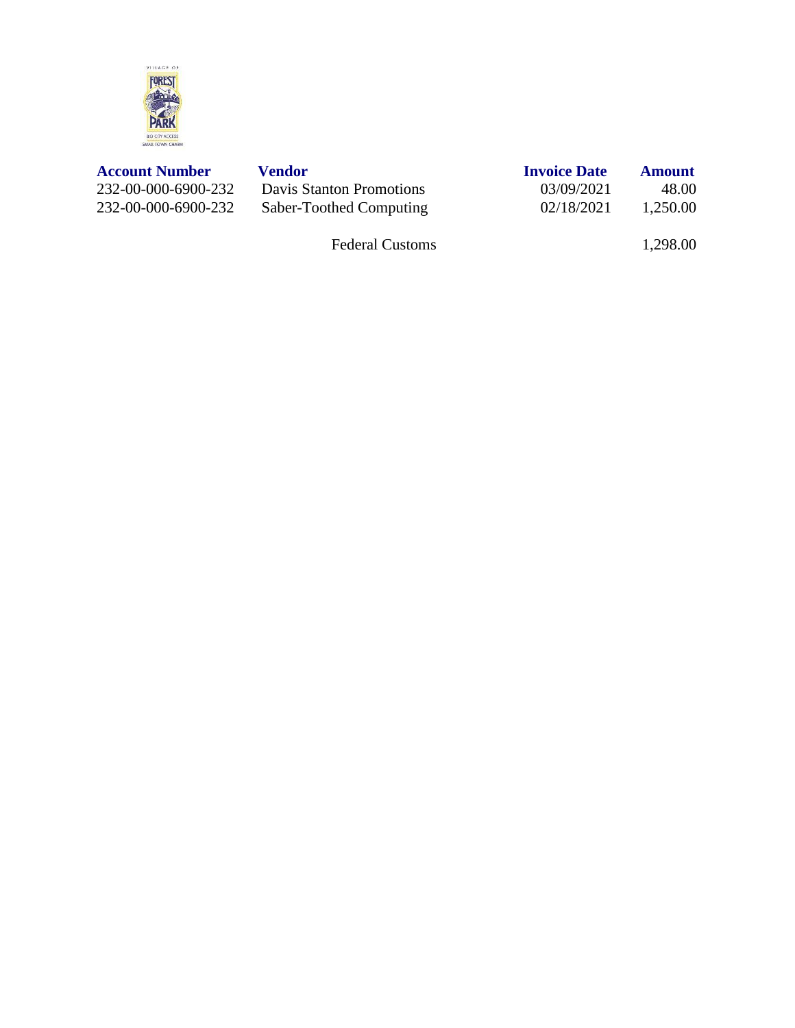| Account Number | Vendor | Invoice Date | Amount |
| --- | --- | --- | --- |
| 232-00-000-6900-232 | Davis Stanton Promotions | 03/09/2021 | 48.00 |
| 232-00-000-6900-232 | Saber-Toothed Computing | 02/18/2021 | 1,250.00 |
| | Federal Customs | | 1,298.00 |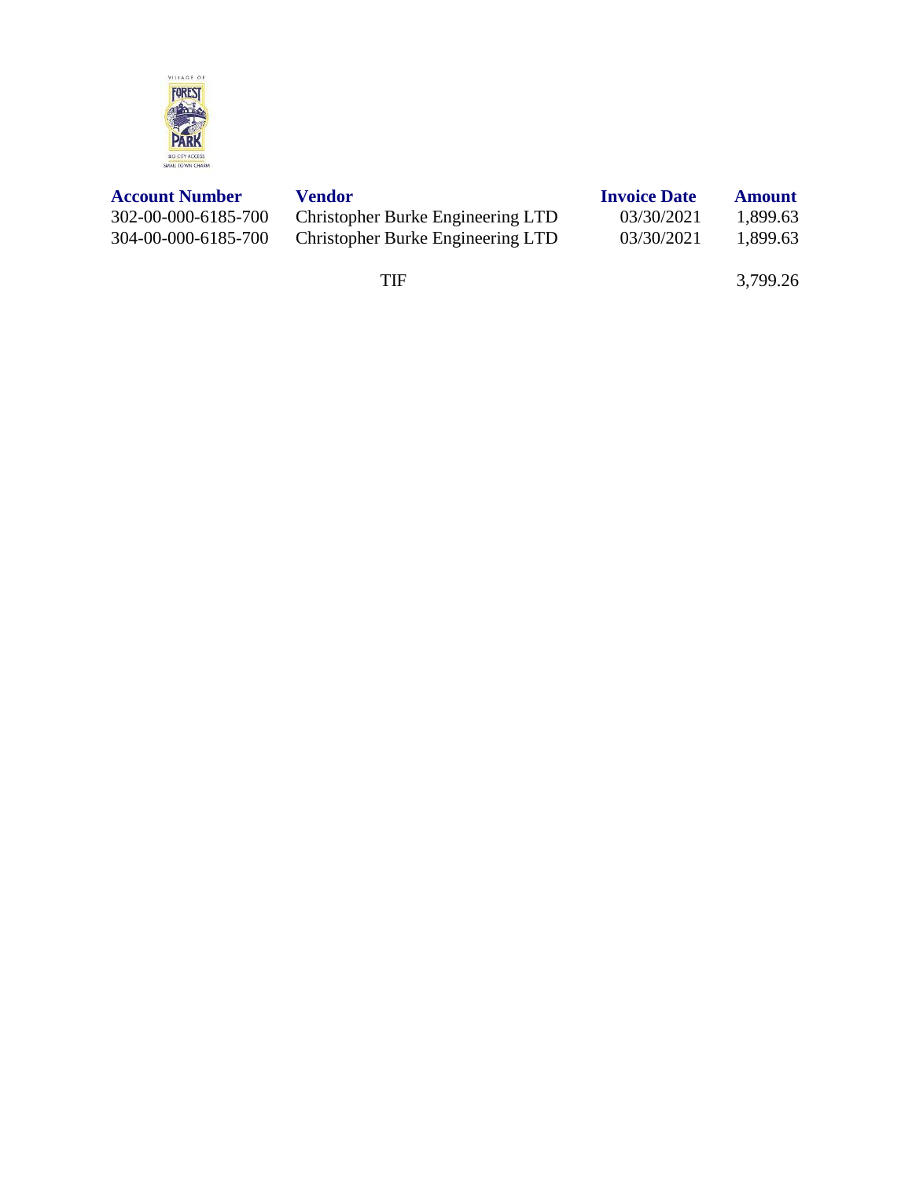| Account Number | Vendor | Invoice Date | Amount |
|---|---|---|---|
| 302-00-000-6185-700 | Christopher Burke Engineering LTD | 03/30/2021 | 1,899.63 |
| 304-00-000-6185-700 | Christopher Burke Engineering LTD | 03/30/2021 | 1,899.63 |
| | TIF | | 3,799.26 |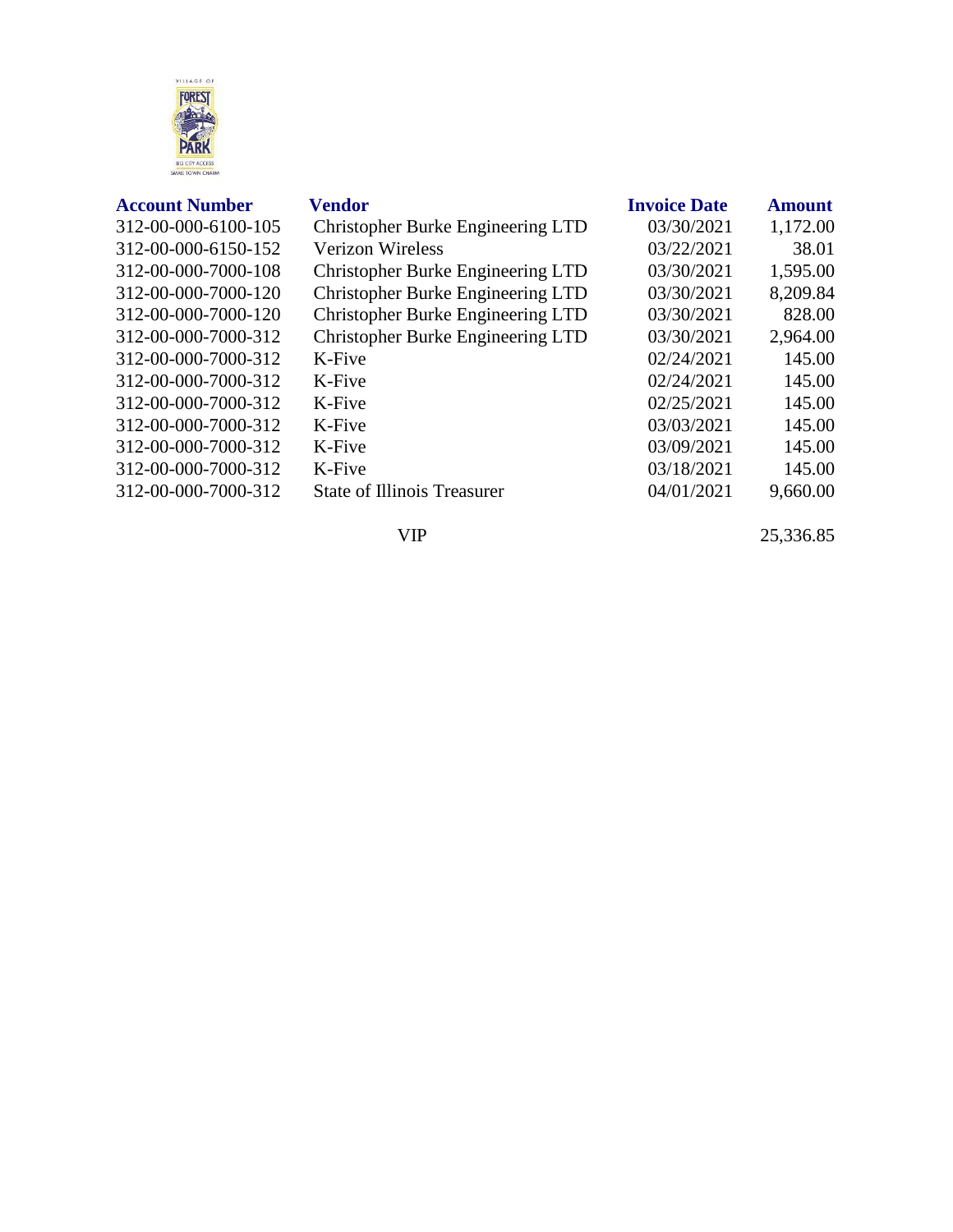| Account Number | Vendor | Invoice Date | Amount |
|---|---|---|---|
| 312-00-000-6100-105 | Christopher Burke Engineering LTD | 03/30/2021 | 1,172.00 |
| 312-00-000-6150-152 | Verizon Wireless | 03/22/2021 | 38.01 |
| 312-00-000-7000-108 | Christopher Burke Engineering LTD | 03/30/2021 | 1,595.00 |
| 312-00-000-7000-120 | Christopher Burke Engineering LTD | 03/30/2021 | 8,209.84 |
| 312-00-000-7000-120 | Christopher Burke Engineering LTD | 03/30/2021 | 828.00 |
| 312-00-000-7000-312 | Christopher Burke Engineering LTD | 03/30/2021 | 2,964.00 |
| 312-00-000-7000-312 | K-Five | 02/24/2021 | 145.00 |
| 312-00-000-7000-312 | K-Five | 02/24/2021 | 145.00 |
| 312-00-000-7000-312 | K-Five | 02/25/2021 | 145.00 |
| 312-00-000-7000-312 | K-Five | 03/03/2021 | 145.00 |
| 312-00-000-7000-312 | K-Five | 03/09/2021 | 145.00 |
| 312-00-000-7000-312 | K-Five | 03/18/2021 | 145.00 |
| 312-00-000-7000-312 | State of Illinois Treasurer | 04/01/2021 | 9,660.00 |
| | VIP | | 25,336.85 |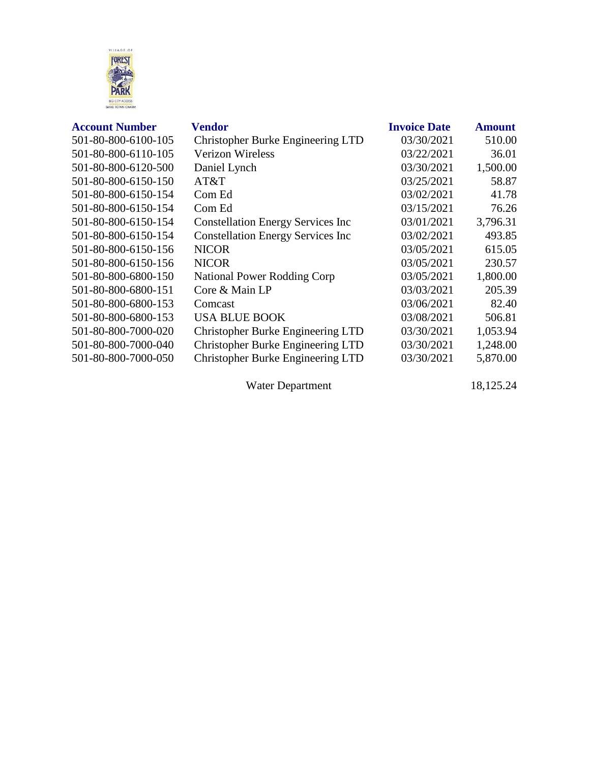| Account Number | Vendor | Invoice Date | Amount |
|---|---|---|---|
| 501-80-800-6100-105 | Christopher Burke Engineering LTD | 03/30/2021 | 510.00 |
| 501-80-800-6110-105 | Verizon Wireless | 03/22/2021 | 36.01 |
| 501-80-800-6120-500 | Daniel Lynch | 03/30/2021 | 1,500.00 |
| 501-80-800-6150-150 | AT&T | 03/25/2021 | 58.87 |
| 501-80-800-6150-154 | Com Ed | 03/02/2021 | 41.78 |
| 501-80-800-6150-154 | Com Ed | 03/15/2021 | 76.26 |
| 501-80-800-6150-154 | Constellation Energy Services Inc | 03/01/2021 | 3,796.31 |
| 501-80-800-6150-154 | Constellation Energy Services Inc | 03/02/2021 | 493.85 |
| 501-80-800-6150-156 | NICOR | 03/05/2021 | 615.05 |
| 501-80-800-6150-156 | NICOR | 03/05/2021 | 230.57 |
| 501-80-800-6800-150 | National Power Rodding Corp | 03/05/2021 | 1,800.00 |
| 501-80-800-6800-151 | Core & Main LP | 03/03/2021 | 205.39 |
| 501-80-800-6800-153 | Comcast | 03/06/2021 | 82.40 |
| 501-80-800-6800-153 | USA BLUE BOOK | 03/08/2021 | 506.81 |
| 501-80-800-7000-020 | Christopher Burke Engineering LTD | 03/30/2021 | 1,053.94 |
| 501-80-800-7000-040 | Christopher Burke Engineering LTD | 03/30/2021 | 1,248.00 |
| 501-80-800-7000-050 | Christopher Burke Engineering LTD | 03/30/2021 | 5,870.00 |
| | Water Department | | 18,125.24 |